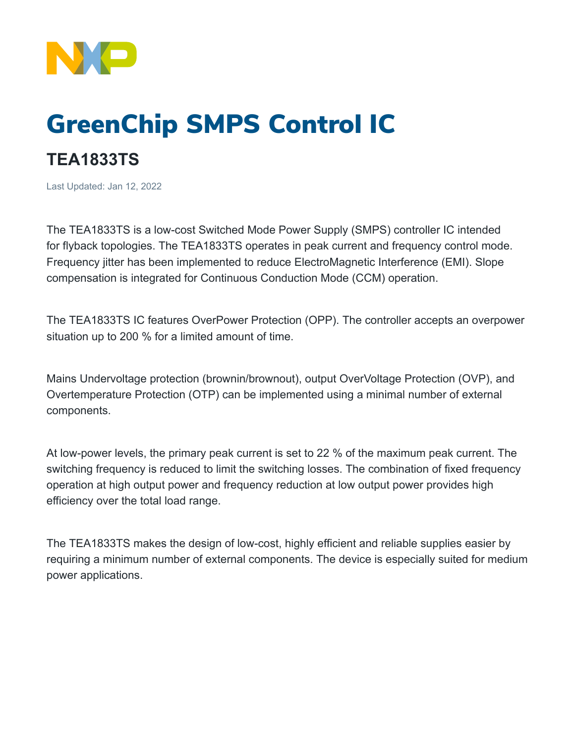# GreenChip SMPS Control IC

## TEA1833TS

Last Updated: Jan 12, 2022

The TEA1833TS is a low-cost Switched Mode Power Supply (SMPS) controller IC intended for flyback topologies. The TEA1833TS operates in peak current and frequency control mode. Frequency jitter has been implemented to reduce ElectroMagnetic Interference (EMI). Slope compensation is integrated for Continuous Conduction Mode (CCM) operation.

The TEA1833TS IC features OverPower Protection (OPP). The controller accepts an overpower situation up to 200 % for a limited amount of time.

Mains Undervoltage protection (brownin/brownout), output OverVoltage Protection (OVP), and Overtemperature Protection (OTP) can be implemented using a minimal number of external components.

At low-power levels, the primary peak current is set to 22 % of the maximum peak current. The switching frequency is reduced to limit the switching losses. The combination of fixed frequency operation at high output power and frequency reduction at low output power provides high efficiency over the total load range.

The TEA1833TS makes the design of low-cost, highly efficient and reliable supplies easier by requiring a minimum number of external components. The device is especially suited for medium power applications.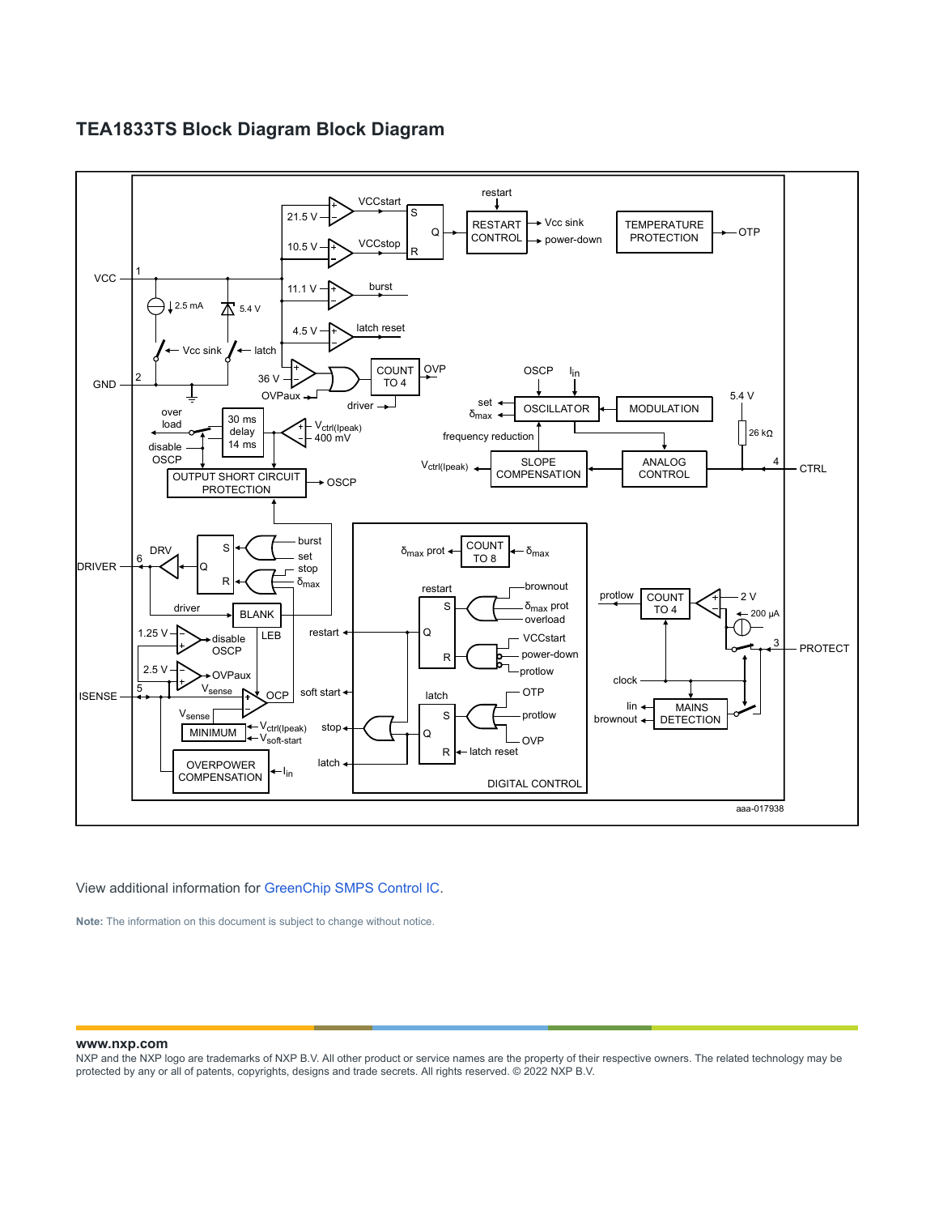## TEA1833TS Block Diagram Block Diagram

VCC
1
GND
2
DRIVER
6
ISENSE
5
CTRL
4
PROTECT
3

21.5 V
VCCstart
S
Q
10.5 V
VCCstop
R
restart
RESTART CONTROL
Vcc sink
power-down
TEMPERATURE PROTECTION
OTP
11.1 V
burst
4.5 V
latch reset
2.5 mA
5.4 V
Vcc sink
latch
36 V
OVPaux
COUNT TO 4
OVP
driver
OSCP
$I_{in}$
set
$\delta_{max}$
OSCILLATOR
MODULATION
5.4 V
26 kΩ
over load
disable OSCP
30 ms delay 14 ms
$V_{ctrl(Ipeak)}$ 400 mV
frequency reduction
$V_{ctrl(Ipeak)}$
SLOPE COMPENSATION
ANALOG CONTROL
OUTPUT SHORT CIRCUIT PROTECTION
OSCP
DRV
S
Q
R
burst
set
stop
$\delta_{max}$
$\delta_{max}$ prot
COUNT TO 8
$\delta_{max}$
driver
BLANK
LEB
1.25 V
disable OSCP
2.5 V
OVPaux
$V_{sense}$
OCP
$V_{sense}$
MINIMUM
$V_{ctrl(Ipeak)}$
$V_{soft\text{-}start}$
OVERPOWER COMPENSATION
$I_{in}$
restart
soft start
stop
latch
restart
S
Q
R
brownout
$\delta_{max}$ prot
overload
VCCstart
power-down
protlow
latch
S
Q
R
OTP
protlow
OVP
latch reset
DIGITAL CONTROL
protlow
COUNT TO 4
2 V
200 μA
clock
lin
brownout
MAINS DETECTION

aaa-017938

View additional information for GreenChip SMPS Control IC.

**Note:** The information on this document is subject to change without notice.

**www.nxp.com**

NXP and the NXP logo are trademarks of NXP B.V. All other product or service names are the property of their respective owners. The related technology may be protected by any or all of patents, copyrights, designs and trade secrets. All rights reserved. © 2022 NXP B.V.